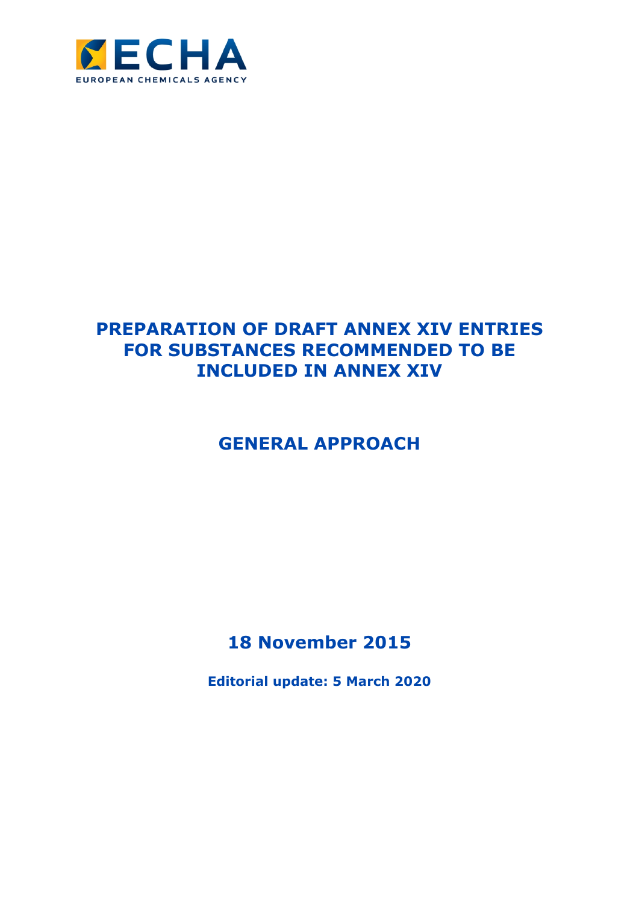ECHA

EUROPEAN CHEMICALS AGENCY

# PREPARATION OF DRAFT ANNEX XIV ENTRIES FOR SUBSTANCES RECOMMENDED TO BE INCLUDED IN ANNEX XIV

## GENERAL APPROACH

## 18 November 2015

**Editorial update: 5 March 2020**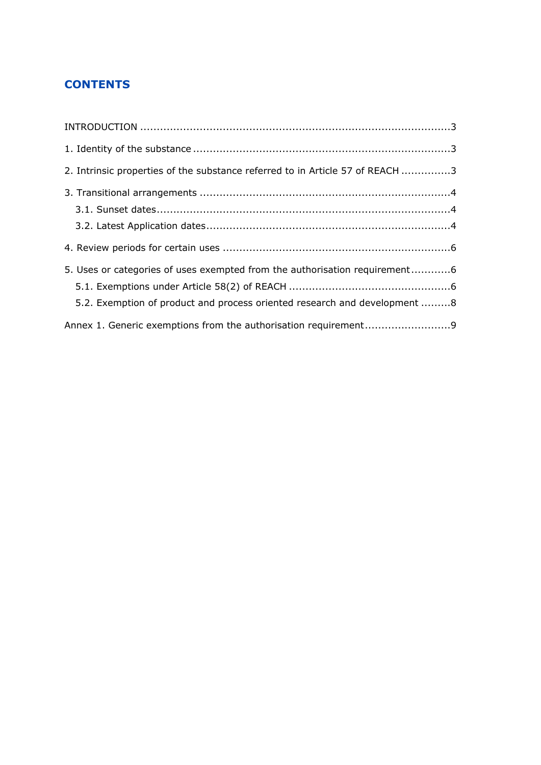# CONTENTS

INTRODUCTION ........................................................................................... 3

1. Identity of the substance ........................................................................... 3

2. Intrinsic properties of the substance referred to in Article 57 of REACH ............... 3

3. Transitional arrangements ........................................................................... 4

  3.1. Sunset dates ........................................................................................ 4

  3.2. Latest Application dates ......................................................................... 4

4. Review periods for certain uses .................................................................... 6

5. Uses or categories of uses exempted from the authorisation requirement ............ 6

  5.1. Exemptions under Article 58(2) of REACH ................................................ 6

  5.2. Exemption of product and process oriented research and development ......... 8

Annex 1. Generic exemptions from the authorisation requirement .......................... 9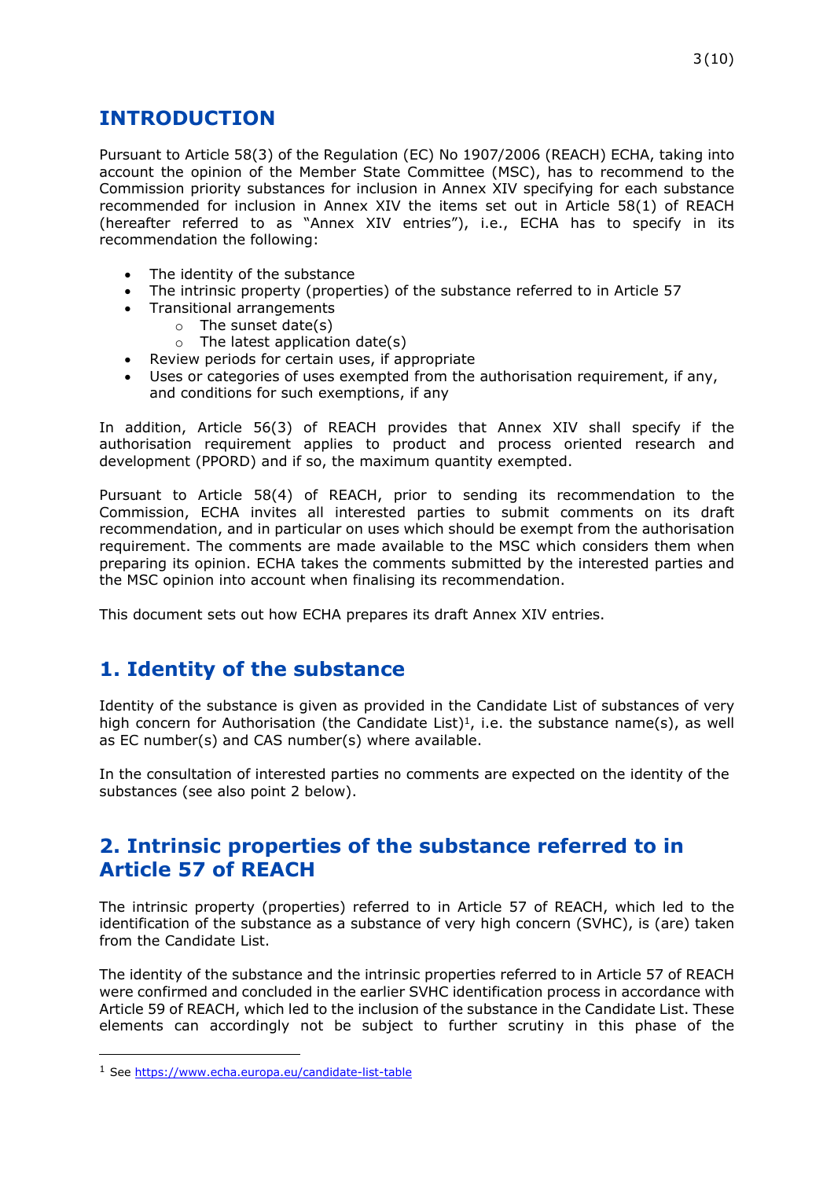# INTRODUCTION

Pursuant to Article 58(3) of the Regulation (EC) No 1907/2006 (REACH) ECHA, taking into account the opinion of the Member State Committee (MSC), has to recommend to the Commission priority substances for inclusion in Annex XIV specifying for each substance recommended for inclusion in Annex XIV the items set out in Article 58(1) of REACH (hereafter referred to as "Annex XIV entries"), i.e., ECHA has to specify in its recommendation the following:

- The identity of the substance
- The intrinsic property (properties) of the substance referred to in Article 57
- Transitional arrangements
  - The sunset date(s)
  - The latest application date(s)
- Review periods for certain uses, if appropriate
- Uses or categories of uses exempted from the authorisation requirement, if any, and conditions for such exemptions, if any

In addition, Article 56(3) of REACH provides that Annex XIV shall specify if the authorisation requirement applies to product and process oriented research and development (PPORD) and if so, the maximum quantity exempted.

Pursuant to Article 58(4) of REACH, prior to sending its recommendation to the Commission, ECHA invites all interested parties to submit comments on its draft recommendation, and in particular on uses which should be exempt from the authorisation requirement. The comments are made available to the MSC which considers them when preparing its opinion. ECHA takes the comments submitted by the interested parties and the MSC opinion into account when finalising its recommendation.

This document sets out how ECHA prepares its draft Annex XIV entries.

## 1. Identity of the substance

Identity of the substance is given as provided in the Candidate List of substances of very high concern for Authorisation (the Candidate List)[1], i.e. the substance name(s), as well as EC number(s) and CAS number(s) where available.

In the consultation of interested parties no comments are expected on the identity of the substances (see also point 2 below).

## 2. Intrinsic properties of the substance referred to in Article 57 of REACH

The intrinsic property (properties) referred to in Article 57 of REACH, which led to the identification of the substance as a substance of very high concern (SVHC), is (are) taken from the Candidate List.

The identity of the substance and the intrinsic properties referred to in Article 57 of REACH were confirmed and concluded in the earlier SVHC identification process in accordance with Article 59 of REACH, which led to the inclusion of the substance in the Candidate List. These elements can accordingly not be subject to further scrutiny in this phase of the

---

[1] See https://www.echa.europa.eu/candidate-list-table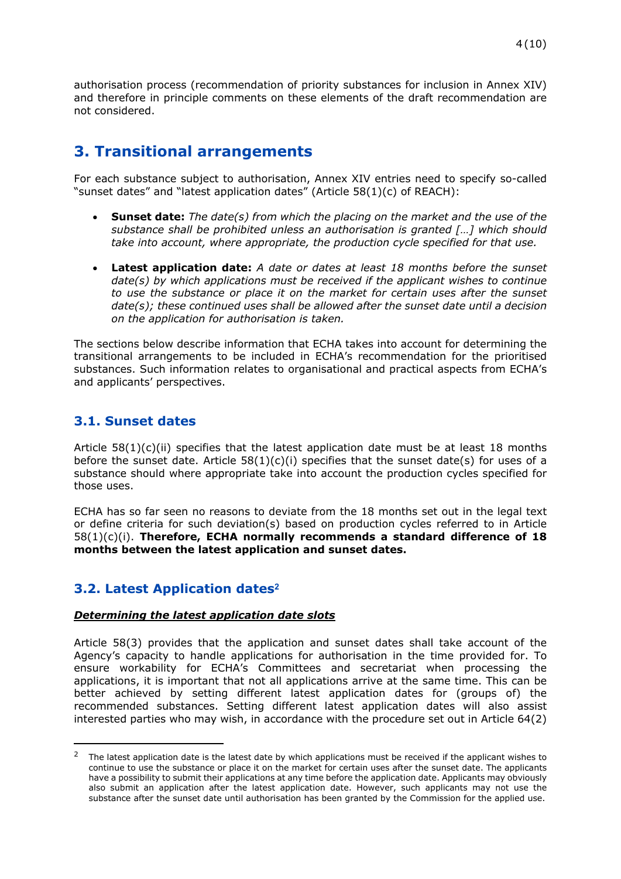authorisation process (recommendation of priority substances for inclusion in Annex XIV) and therefore in principle comments on these elements of the draft recommendation are not considered.

## 3. Transitional arrangements

For each substance subject to authorisation, Annex XIV entries need to specify so-called "sunset dates" and "latest application dates" (Article 58(1)(c) of REACH):

- **Sunset date:** *The date(s) from which the placing on the market and the use of the substance shall be prohibited unless an authorisation is granted […] which should take into account, where appropriate, the production cycle specified for that use.*

- **Latest application date:** *A date or dates at least 18 months before the sunset date(s) by which applications must be received if the applicant wishes to continue to use the substance or place it on the market for certain uses after the sunset date(s); these continued uses shall be allowed after the sunset date until a decision on the application for authorisation is taken.*

The sections below describe information that ECHA takes into account for determining the transitional arrangements to be included in ECHA's recommendation for the prioritised substances. Such information relates to organisational and practical aspects from ECHA's and applicants' perspectives.

### 3.1. Sunset dates

Article 58(1)(c)(ii) specifies that the latest application date must be at least 18 months before the sunset date. Article 58(1)(c)(i) specifies that the sunset date(s) for uses of a substance should where appropriate take into account the production cycles specified for those uses.

ECHA has so far seen no reasons to deviate from the 18 months set out in the legal text or define criteria for such deviation(s) based on production cycles referred to in Article 58(1)(c)(i). **Therefore, ECHA normally recommends a standard difference of 18 months between the latest application and sunset dates.**

### 3.2. Latest Application dates[2]

***Determining the latest application date slots***

Article 58(3) provides that the application and sunset dates shall take account of the Agency's capacity to handle applications for authorisation in the time provided for. To ensure workability for ECHA's Committees and secretariat when processing the applications, it is important that not all applications arrive at the same time. This can be better achieved by setting different latest application dates for (groups of) the recommended substances. Setting different latest application dates will also assist interested parties who may wish, in accordance with the procedure set out in Article 64(2)

---

[2] The latest application date is the latest date by which applications must be received if the applicant wishes to continue to use the substance or place it on the market for certain uses after the sunset date. The applicants have a possibility to submit their applications at any time before the application date. Applicants may obviously also submit an application after the latest application date. However, such applicants may not use the substance after the sunset date until authorisation has been granted by the Commission for the applied use.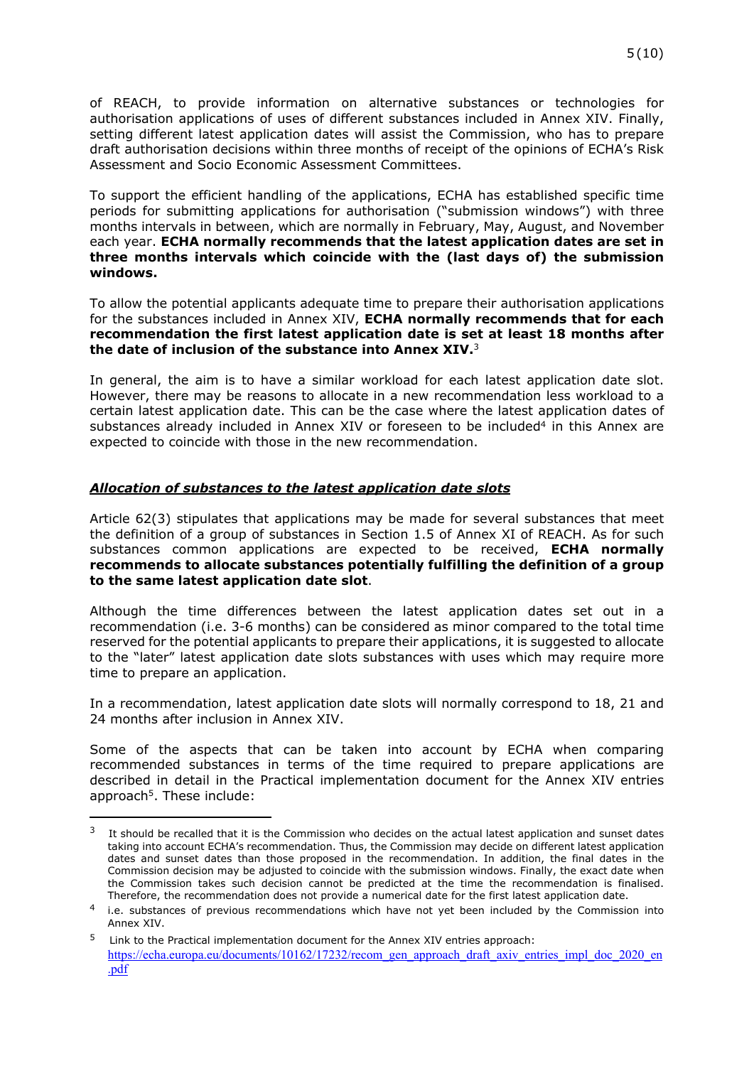of REACH, to provide information on alternative substances or technologies for authorisation applications of uses of different substances included in Annex XIV. Finally, setting different latest application dates will assist the Commission, who has to prepare draft authorisation decisions within three months of receipt of the opinions of ECHA's Risk Assessment and Socio Economic Assessment Committees.

To support the efficient handling of the applications, ECHA has established specific time periods for submitting applications for authorisation ("submission windows") with three months intervals in between, which are normally in February, May, August, and November each year. **ECHA normally recommends that the latest application dates are set in three months intervals which coincide with the (last days of) the submission windows.**

To allow the potential applicants adequate time to prepare their authorisation applications for the substances included in Annex XIV, **ECHA normally recommends that for each recommendation the first latest application date is set at least 18 months after the date of inclusion of the substance into Annex XIV.**[3]

In general, the aim is to have a similar workload for each latest application date slot. However, there may be reasons to allocate in a new recommendation less workload to a certain latest application date. This can be the case where the latest application dates of substances already included in Annex XIV or foreseen to be included[4] in this Annex are expected to coincide with those in the new recommendation.

### ***Allocation of substances to the latest application date slots***

Article 62(3) stipulates that applications may be made for several substances that meet the definition of a group of substances in Section 1.5 of Annex XI of REACH. As for such substances common applications are expected to be received, **ECHA normally recommends to allocate substances potentially fulfilling the definition of a group to the same latest application date slot**.

Although the time differences between the latest application dates set out in a recommendation (i.e. 3-6 months) can be considered as minor compared to the total time reserved for the potential applicants to prepare their applications, it is suggested to allocate to the "later" latest application date slots substances with uses which may require more time to prepare an application.

In a recommendation, latest application date slots will normally correspond to 18, 21 and 24 months after inclusion in Annex XIV.

Some of the aspects that can be taken into account by ECHA when comparing recommended substances in terms of the time required to prepare applications are described in detail in the Practical implementation document for the Annex XIV entries approach[5]. These include:

---

[3] It should be recalled that it is the Commission who decides on the actual latest application and sunset dates taking into account ECHA's recommendation. Thus, the Commission may decide on different latest application dates and sunset dates than those proposed in the recommendation. In addition, the final dates in the Commission decision may be adjusted to coincide with the submission windows. Finally, the exact date when the Commission takes such decision cannot be predicted at the time the recommendation is finalised. Therefore, the recommendation does not provide a numerical date for the first latest application date.

[4] i.e. substances of previous recommendations which have not yet been included by the Commission into Annex XIV.

[5] Link to the Practical implementation document for the Annex XIV entries approach: https://echa.europa.eu/documents/10162/17232/recom_gen_approach_draft_axiv_entries_impl_doc_2020_en.pdf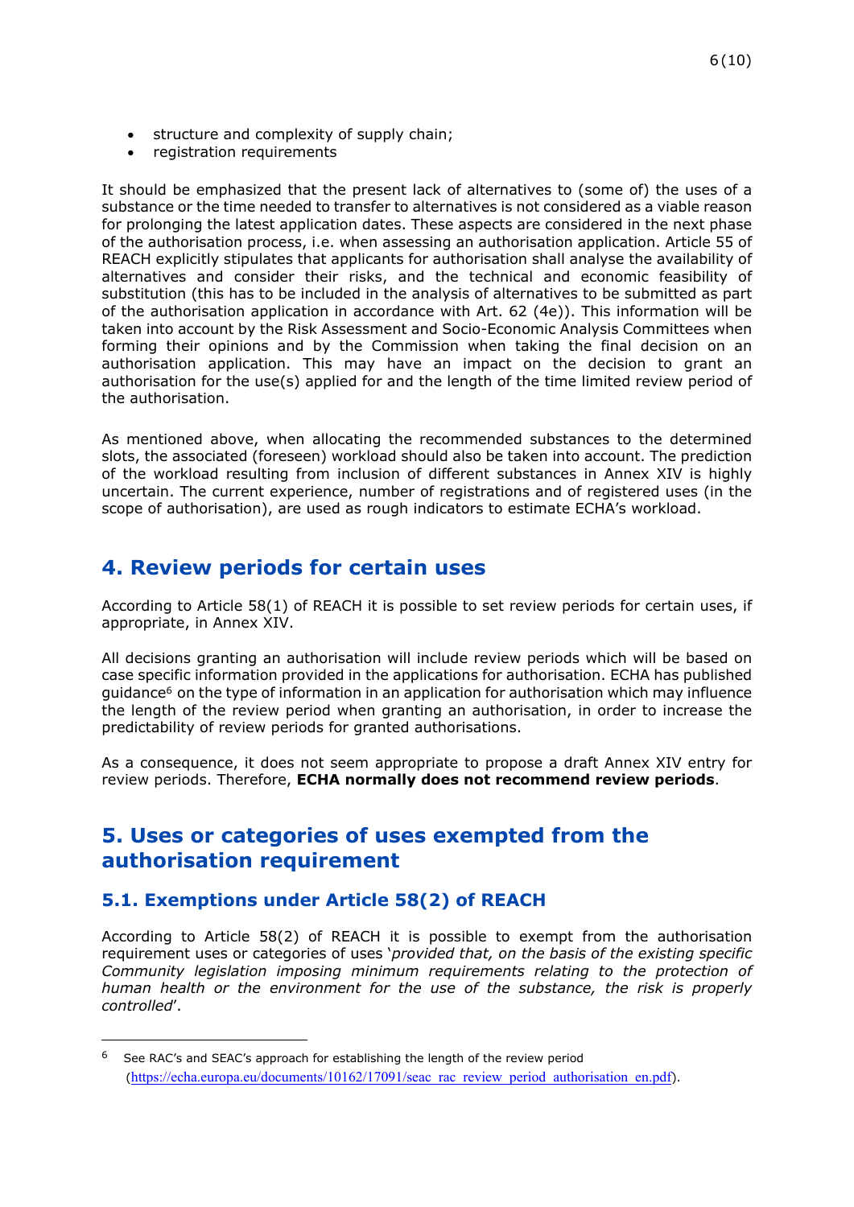- structure and complexity of supply chain;
- registration requirements

It should be emphasized that the present lack of alternatives to (some of) the uses of a substance or the time needed to transfer to alternatives is not considered as a viable reason for prolonging the latest application dates. These aspects are considered in the next phase of the authorisation process, i.e. when assessing an authorisation application. Article 55 of REACH explicitly stipulates that applicants for authorisation shall analyse the availability of alternatives and consider their risks, and the technical and economic feasibility of substitution (this has to be included in the analysis of alternatives to be submitted as part of the authorisation application in accordance with Art. 62 (4e)). This information will be taken into account by the Risk Assessment and Socio-Economic Analysis Committees when forming their opinions and by the Commission when taking the final decision on an authorisation application. This may have an impact on the decision to grant an authorisation for the use(s) applied for and the length of the time limited review period of the authorisation.

As mentioned above, when allocating the recommended substances to the determined slots, the associated (foreseen) workload should also be taken into account. The prediction of the workload resulting from inclusion of different substances in Annex XIV is highly uncertain. The current experience, number of registrations and of registered uses (in the scope of authorisation), are used as rough indicators to estimate ECHA's workload.

## 4. Review periods for certain uses

According to Article 58(1) of REACH it is possible to set review periods for certain uses, if appropriate, in Annex XIV.

All decisions granting an authorisation will include review periods which will be based on case specific information provided in the applications for authorisation. ECHA has published guidance[6] on the type of information in an application for authorisation which may influence the length of the review period when granting an authorisation, in order to increase the predictability of review periods for granted authorisations.

As a consequence, it does not seem appropriate to propose a draft Annex XIV entry for review periods. Therefore, **ECHA normally does not recommend review periods**.

## 5. Uses or categories of uses exempted from the authorisation requirement

### 5.1. Exemptions under Article 58(2) of REACH

According to Article 58(2) of REACH it is possible to exempt from the authorisation requirement uses or categories of uses '*provided that, on the basis of the existing specific Community legislation imposing minimum requirements relating to the protection of human health or the environment for the use of the substance, the risk is properly controlled*'.

---

[6] See RAC's and SEAC's approach for establishing the length of the review period (https://echa.europa.eu/documents/10162/17091/seac_rac_review_period_authorisation_en.pdf).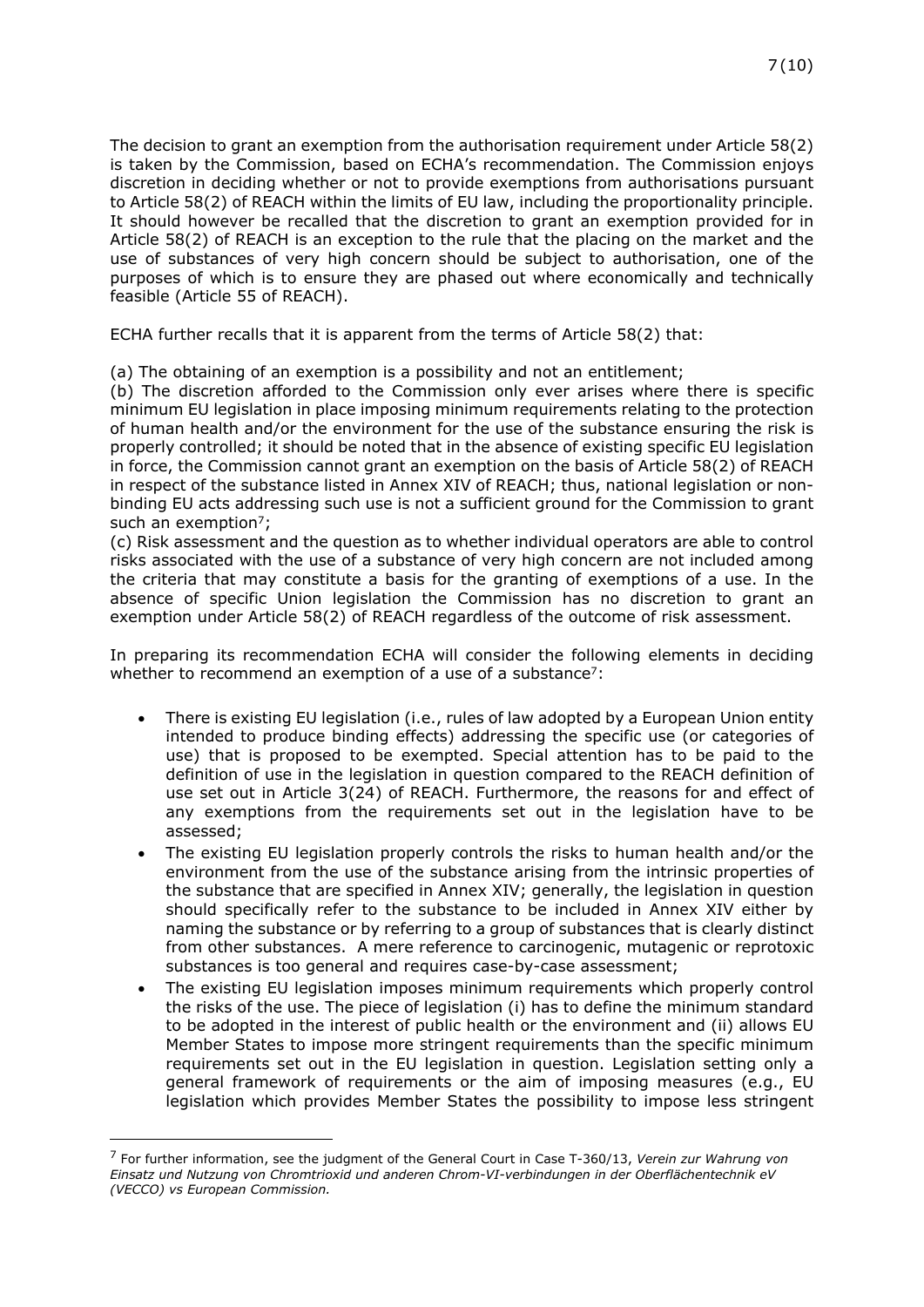The decision to grant an exemption from the authorisation requirement under Article 58(2) is taken by the Commission, based on ECHA's recommendation. The Commission enjoys discretion in deciding whether or not to provide exemptions from authorisations pursuant to Article 58(2) of REACH within the limits of EU law, including the proportionality principle. It should however be recalled that the discretion to grant an exemption provided for in Article 58(2) of REACH is an exception to the rule that the placing on the market and the use of substances of very high concern should be subject to authorisation, one of the purposes of which is to ensure they are phased out where economically and technically feasible (Article 55 of REACH).

ECHA further recalls that it is apparent from the terms of Article 58(2) that:

(a) The obtaining of an exemption is a possibility and not an entitlement;
(b) The discretion afforded to the Commission only ever arises where there is specific minimum EU legislation in place imposing minimum requirements relating to the protection of human health and/or the environment for the use of the substance ensuring the risk is properly controlled; it should be noted that in the absence of existing specific EU legislation in force, the Commission cannot grant an exemption on the basis of Article 58(2) of REACH in respect of the substance listed in Annex XIV of REACH; thus, national legislation or non-binding EU acts addressing such use is not a sufficient ground for the Commission to grant such an exemption[7];
(c) Risk assessment and the question as to whether individual operators are able to control risks associated with the use of a substance of very high concern are not included among the criteria that may constitute a basis for the granting of exemptions of a use. In the absence of specific Union legislation the Commission has no discretion to grant an exemption under Article 58(2) of REACH regardless of the outcome of risk assessment.

In preparing its recommendation ECHA will consider the following elements in deciding whether to recommend an exemption of a use of a substance[7]:

- There is existing EU legislation (i.e., rules of law adopted by a European Union entity intended to produce binding effects) addressing the specific use (or categories of use) that is proposed to be exempted. Special attention has to be paid to the definition of use in the legislation in question compared to the REACH definition of use set out in Article 3(24) of REACH. Furthermore, the reasons for and effect of any exemptions from the requirements set out in the legislation have to be assessed;
- The existing EU legislation properly controls the risks to human health and/or the environment from the use of the substance arising from the intrinsic properties of the substance that are specified in Annex XIV; generally, the legislation in question should specifically refer to the substance to be included in Annex XIV either by naming the substance or by referring to a group of substances that is clearly distinct from other substances. A mere reference to carcinogenic, mutagenic or reprotoxic substances is too general and requires case-by-case assessment;
- The existing EU legislation imposes minimum requirements which properly control the risks of the use. The piece of legislation (i) has to define the minimum standard to be adopted in the interest of public health or the environment and (ii) allows EU Member States to impose more stringent requirements than the specific minimum requirements set out in the EU legislation in question. Legislation setting only a general framework of requirements or the aim of imposing measures (e.g., EU legislation which provides Member States the possibility to impose less stringent

[7] For further information, see the judgment of the General Court in Case T-360/13, *Verein zur Wahrung von Einsatz und Nutzung von Chromtrioxid und anderen Chrom-VI-verbindungen in der Oberflächentechnik eV (VECCO) vs European Commission.*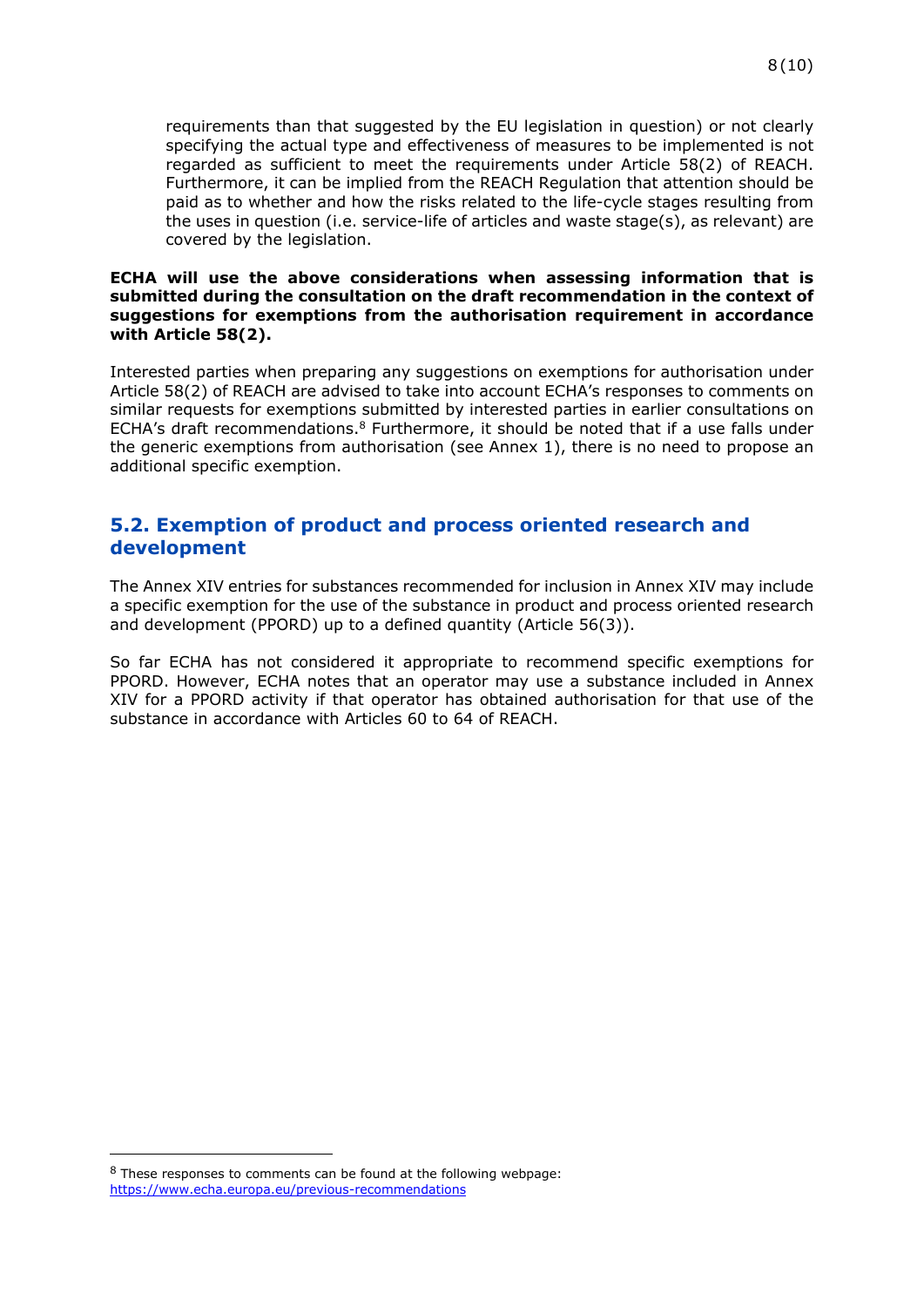requirements than that suggested by the EU legislation in question) or not clearly specifying the actual type and effectiveness of measures to be implemented is not regarded as sufficient to meet the requirements under Article 58(2) of REACH. Furthermore, it can be implied from the REACH Regulation that attention should be paid as to whether and how the risks related to the life-cycle stages resulting from the uses in question (i.e. service-life of articles and waste stage(s), as relevant) are covered by the legislation.

**ECHA will use the above considerations when assessing information that is submitted during the consultation on the draft recommendation in the context of suggestions for exemptions from the authorisation requirement in accordance with Article 58(2).**

Interested parties when preparing any suggestions on exemptions for authorisation under Article 58(2) of REACH are advised to take into account ECHA's responses to comments on similar requests for exemptions submitted by interested parties in earlier consultations on ECHA's draft recommendations.[8] Furthermore, it should be noted that if a use falls under the generic exemptions from authorisation (see Annex 1), there is no need to propose an additional specific exemption.

## 5.2. Exemption of product and process oriented research and development

The Annex XIV entries for substances recommended for inclusion in Annex XIV may include a specific exemption for the use of the substance in product and process oriented research and development (PPORD) up to a defined quantity (Article 56(3)).

So far ECHA has not considered it appropriate to recommend specific exemptions for PPORD. However, ECHA notes that an operator may use a substance included in Annex XIV for a PPORD activity if that operator has obtained authorisation for that use of the substance in accordance with Articles 60 to 64 of REACH.

---

[8] These responses to comments can be found at the following webpage: https://www.echa.europa.eu/previous-recommendations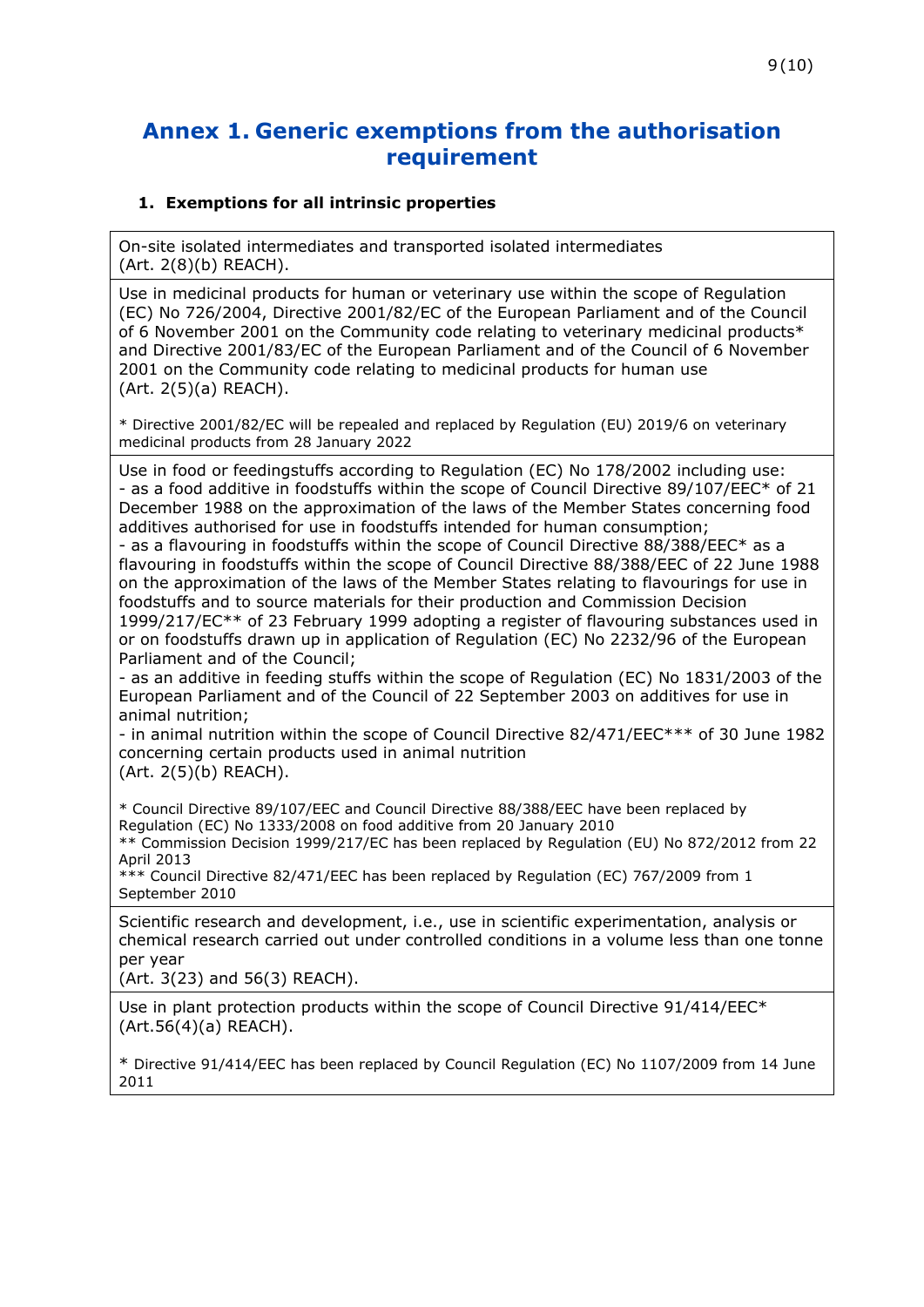# Annex 1. Generic exemptions from the authorisation requirement

**1. Exemptions for all intrinsic properties**

| |
|---|
| On-site isolated intermediates and transported isolated intermediates (Art. 2(8)(b) REACH). |
| Use in medicinal products for human or veterinary use within the scope of Regulation (EC) No 726/2004, Directive 2001/82/EC of the European Parliament and of the Council of 6 November 2001 on the Community code relating to veterinary medicinal products* and Directive 2001/83/EC of the European Parliament and of the Council of 6 November 2001 on the Community code relating to medicinal products for human use (Art. 2(5)(a) REACH).<br><br>* Directive 2001/82/EC will be repealed and replaced by Regulation (EU) 2019/6 on veterinary medicinal products from 28 January 2022 |
| Use in food or feedingstuffs according to Regulation (EC) No 178/2002 including use:<br>- as a food additive in foodstuffs within the scope of Council Directive 89/107/EEC* of 21 December 1988 on the approximation of the laws of the Member States concerning food additives authorised for use in foodstuffs intended for human consumption;<br>- as a flavouring in foodstuffs within the scope of Council Directive 88/388/EEC* as a flavouring in foodstuffs within the scope of Council Directive 88/388/EEC of 22 June 1988 on the approximation of the laws of the Member States relating to flavourings for use in foodstuffs and to source materials for their production and Commission Decision 1999/217/EC** of 23 February 1999 adopting a register of flavouring substances used in or on foodstuffs drawn up in application of Regulation (EC) No 2232/96 of the European Parliament and of the Council;<br>- as an additive in feeding stuffs within the scope of Regulation (EC) No 1831/2003 of the European Parliament and of the Council of 22 September 2003 on additives for use in animal nutrition;<br>- in animal nutrition within the scope of Council Directive 82/471/EEC*** of 30 June 1982 concerning certain products used in animal nutrition<br>(Art. 2(5)(b) REACH).<br><br>* Council Directive 89/107/EEC and Council Directive 88/388/EEC have been replaced by Regulation (EC) No 1333/2008 on food additive from 20 January 2010<br>** Commission Decision 1999/217/EC has been replaced by Regulation (EU) No 872/2012 from 22 April 2013<br>*** Council Directive 82/471/EEC has been replaced by Regulation (EC) 767/2009 from 1 September 2010 |
| Scientific research and development, i.e., use in scientific experimentation, analysis or chemical research carried out under controlled conditions in a volume less than one tonne per year<br>(Art. 3(23) and 56(3) REACH). |
| Use in plant protection products within the scope of Council Directive 91/414/EEC* (Art.56(4)(a) REACH).<br><br>* Directive 91/414/EEC has been replaced by Council Regulation (EC) No 1107/2009 from 14 June 2011 |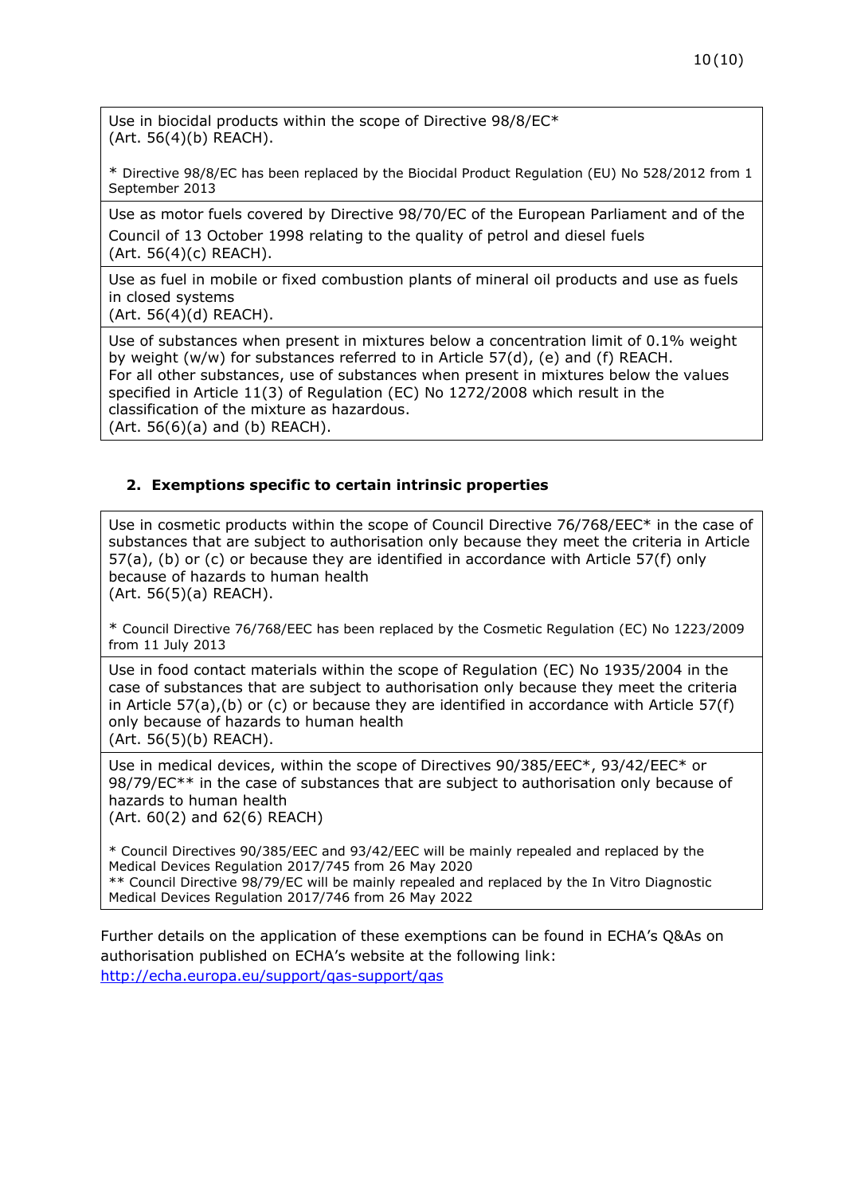| |
|---|
| Use in biocidal products within the scope of Directive 98/8/EC* (Art. 56(4)(b) REACH).<br><br>* Directive 98/8/EC has been replaced by the Biocidal Product Regulation (EU) No 528/2012 from 1 September 2013 |
| Use as motor fuels covered by Directive 98/70/EC of the European Parliament and of the Council of 13 October 1998 relating to the quality of petrol and diesel fuels (Art. 56(4)(c) REACH). |
| Use as fuel in mobile or fixed combustion plants of mineral oil products and use as fuels in closed systems (Art. 56(4)(d) REACH). |
| Use of substances when present in mixtures below a concentration limit of 0.1% weight by weight (w/w) for substances referred to in Article 57(d), (e) and (f) REACH.<br>For all other substances, use of substances when present in mixtures below the values specified in Article 11(3) of Regulation (EC) No 1272/2008 which result in the classification of the mixture as hazardous.<br>(Art. 56(6)(a) and (b) REACH). |

## 2. Exemptions specific to certain intrinsic properties

| |
|---|
| Use in cosmetic products within the scope of Council Directive 76/768/EEC* in the case of substances that are subject to authorisation only because they meet the criteria in Article 57(a), (b) or (c) or because they are identified in accordance with Article 57(f) only because of hazards to human health (Art. 56(5)(a) REACH).<br><br>* Council Directive 76/768/EEC has been replaced by the Cosmetic Regulation (EC) No 1223/2009 from 11 July 2013 |
| Use in food contact materials within the scope of Regulation (EC) No 1935/2004 in the case of substances that are subject to authorisation only because they meet the criteria in Article 57(a),(b) or (c) or because they are identified in accordance with Article 57(f) only because of hazards to human health (Art. 56(5)(b) REACH). |
| Use in medical devices, within the scope of Directives 90/385/EEC*, 93/42/EEC* or 98/79/EC** in the case of substances that are subject to authorisation only because of hazards to human health (Art. 60(2) and 62(6) REACH)<br><br>* Council Directives 90/385/EEC and 93/42/EEC will be mainly repealed and replaced by the Medical Devices Regulation 2017/745 from 26 May 2020<br>** Council Directive 98/79/EC will be mainly repealed and replaced by the In Vitro Diagnostic Medical Devices Regulation 2017/746 from 26 May 2022 |

Further details on the application of these exemptions can be found in ECHA's Q&As on authorisation published on ECHA's website at the following link: [http://echa.europa.eu/support/qas-support/qas](http://echa.europa.eu/support/qas-support/qas)